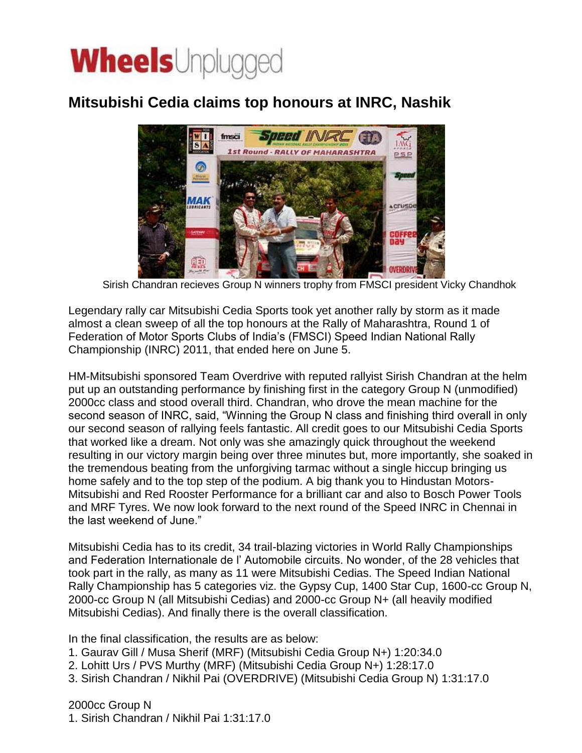# WheelsUnplugged

## Mitsubishi Cedia claims top honours at INRC, Nashik

Sirish Chandran recieves Group N winners trophy from FMSCI president Vicky Chandhok

Legendary rally car Mitsubishi Cedia Sports took yet another rally by storm as it made almost a clean sweep of all the top honours at the Rally of Maharashtra, Round 1 of Federation of Motor Sports Clubs of India's (FMSCI) Speed Indian National Rally Championship (INRC) 2011, that ended here on June 5.

HM-Mitsubishi sponsored Team Overdrive with reputed rallyist Sirish Chandran at the helm put up an outstanding performance by finishing first in the category Group N (unmodified) 2000cc class and stood overall third. Chandran, who drove the mean machine for the second season of INRC, said, "Winning the Group N class and finishing third overall in only our second season of rallying feels fantastic. All credit goes to our Mitsubishi Cedia Sports that worked like a dream. Not only was she amazingly quick throughout the weekend resulting in our victory margin being over three minutes but, more importantly, she soaked in the tremendous beating from the unforgiving tarmac without a single hiccup bringing us home safely and to the top step of the podium. A big thank you to Hindustan Motors-Mitsubishi and Red Rooster Performance for a brilliant car and also to Bosch Power Tools and MRF Tyres. We now look forward to the next round of the Speed INRC in Chennai in the last weekend of June."

Mitsubishi Cedia has to its credit, 34 trail-blazing victories in World Rally Championships and Federation Internationale de l' Automobile circuits. No wonder, of the 28 vehicles that took part in the rally, as many as 11 were Mitsubishi Cedias. The Speed Indian National Rally Championship has 5 categories viz. the Gypsy Cup, 1400 Star Cup, 1600-cc Group N, 2000-cc Group N (all Mitsubishi Cedias) and 2000-cc Group N+ (all heavily modified Mitsubishi Cedias). And finally there is the overall classification.

In the final classification, the results are as below:

1. Gaurav Gill / Musa Sherif (MRF) (Mitsubishi Cedia Group N+) 1:20:34.0
2. Lohitt Urs / PVS Murthy (MRF) (Mitsubishi Cedia Group N+) 1:28:17.0
3. Sirish Chandran / Nikhil Pai (OVERDRIVE) (Mitsubishi Cedia Group N) 1:31:17.0

2000cc Group N

1. Sirish Chandran / Nikhil Pai 1:31:17.0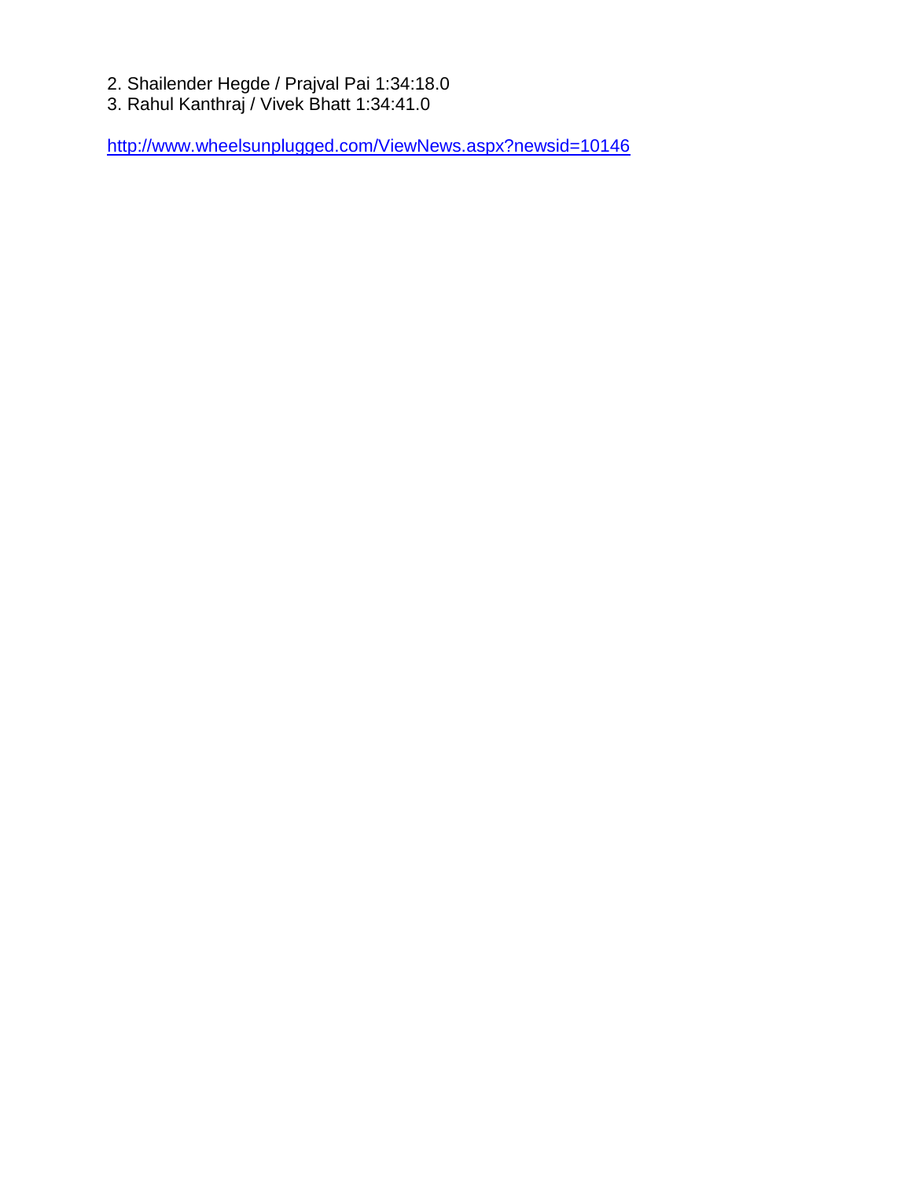2. Shailender Hegde / Prajval Pai 1:34:18.0
3. Rahul Kanthraj / Vivek Bhatt 1:34:41.0

http://www.wheelsunplugged.com/ViewNews.aspx?newsid=10146